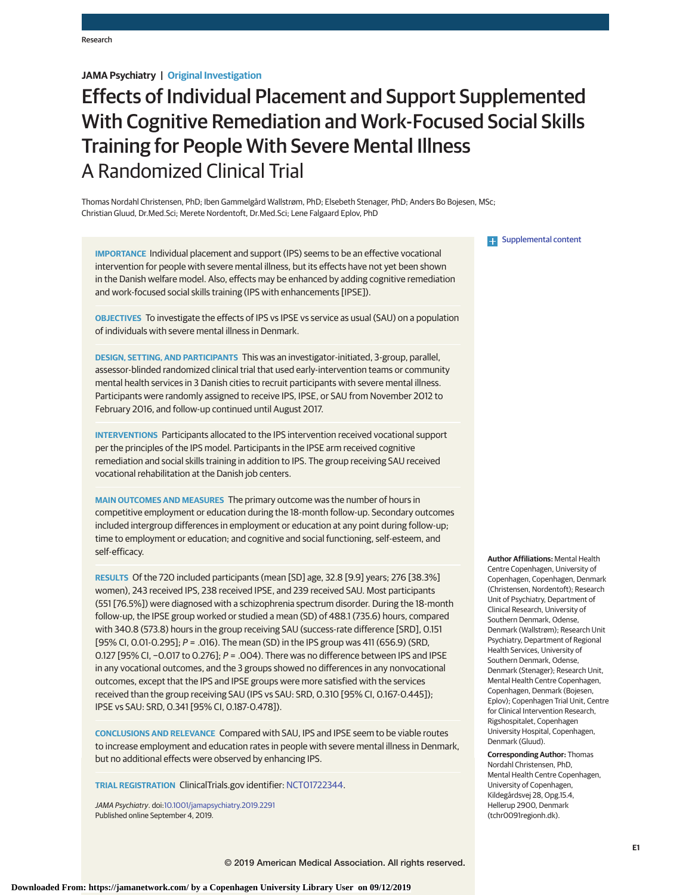Research

**JAMA Psychiatry | Original Investigation**

# Effects of Individual Placement and Support Supplemented With Cognitive Remediation and Work-Focused Social Skills Training for People With Severe Mental Illness

## A Randomized Clinical Trial

Thomas Nordahl Christensen, PhD; Iben Gammelgård Wallstrøm, PhD; Elsebeth Stenager, PhD; Anders Bo Bojesen, MSc; Christian Gluud, Dr.Med.Sci; Merete Nordentoft, Dr.Med.Sci; Lene Falgaard Eplov, PhD

Supplemental content

**IMPORTANCE** Individual placement and support (IPS) seems to be an effective vocational intervention for people with severe mental illness, but its effects have not yet been shown in the Danish welfare model. Also, effects may be enhanced by adding cognitive remediation and work-focused social skills training (IPS with enhancements [IPSE]).

**OBJECTIVES** To investigate the effects of IPS vs IPSE vs service as usual (SAU) on a population of individuals with severe mental illness in Denmark.

**DESIGN, SETTING, AND PARTICIPANTS** This was an investigator-initiated, 3-group, parallel, assessor-blinded randomized clinical trial that used early-intervention teams or community mental health services in 3 Danish cities to recruit participants with severe mental illness. Participants were randomly assigned to receive IPS, IPSE, or SAU from November 2012 to February 2016, and follow-up continued until August 2017.

**INTERVENTIONS** Participants allocated to the IPS intervention received vocational support per the principles of the IPS model. Participants in the IPSE arm received cognitive remediation and social skills training in addition to IPS. The group receiving SAU received vocational rehabilitation at the Danish job centers.

**MAIN OUTCOMES AND MEASURES** The primary outcome was the number of hours in competitive employment or education during the 18-month follow-up. Secondary outcomes included intergroup differences in employment or education at any point during follow-up; time to employment or education; and cognitive and social functioning, self-esteem, and self-efficacy.

**RESULTS** Of the 720 included participants (mean [SD] age, 32.8 [9.9] years; 276 [38.3%] women), 243 received IPS, 238 received IPSE, and 239 received SAU. Most participants (551 [76.5%]) were diagnosed with a schizophrenia spectrum disorder. During the 18-month follow-up, the IPSE group worked or studied a mean (SD) of 488.1 (735.6) hours, compared with 340.8 (573.8) hours in the group receiving SAU (success-rate difference [SRD], 0.151 [95% CI, 0.01-0.295]; *P* = .016). The mean (SD) in the IPS group was 411 (656.9) (SRD, 0.127 [95% CI, −0.017 to 0.276]; *P* = .004). There was no difference between IPS and IPSE in any vocational outcomes, and the 3 groups showed no differences in any nonvocational outcomes, except that the IPS and IPSE groups were more satisfied with the services received than the group receiving SAU (IPS vs SAU: SRD, 0.310 [95% CI, 0.167-0.445]); IPSE vs SAU: SRD, 0.341 [95% CI, 0.187-0.478]).

**CONCLUSIONS AND RELEVANCE** Compared with SAU, IPS and IPSE seem to be viable routes to increase employment and education rates in people with severe mental illness in Denmark, but no additional effects were observed by enhancing IPS.

**TRIAL REGISTRATION** ClinicalTrials.gov identifier: NCT01722344.

*JAMA Psychiatry*. doi:10.1001/jamapsychiatry.2019.2291
Published online September 4, 2019.

**Author Affiliations:** Mental Health Centre Copenhagen, University of Copenhagen, Copenhagen, Denmark (Christensen, Nordentoft); Research Unit of Psychiatry, Department of Clinical Research, University of Southern Denmark, Odense, Denmark (Wallstrøm); Research Unit Psychiatry, Department of Regional Health Services, University of Southern Denmark, Odense, Denmark (Stenager); Research Unit, Mental Health Centre Copenhagen, Copenhagen, Denmark (Bojesen, Eplov); Copenhagen Trial Unit, Centre for Clinical Intervention Research, Rigshospitalet, Copenhagen University Hospital, Copenhagen, Denmark (Gluud).

**Corresponding Author:** Thomas Nordahl Christensen, PhD, Mental Health Centre Copenhagen, University of Copenhagen, Kildegårdsvej 28, Opg.15.4, Hellerup 2900, Denmark (tchr0091regionh.dk).

© 2019 American Medical Association. All rights reserved.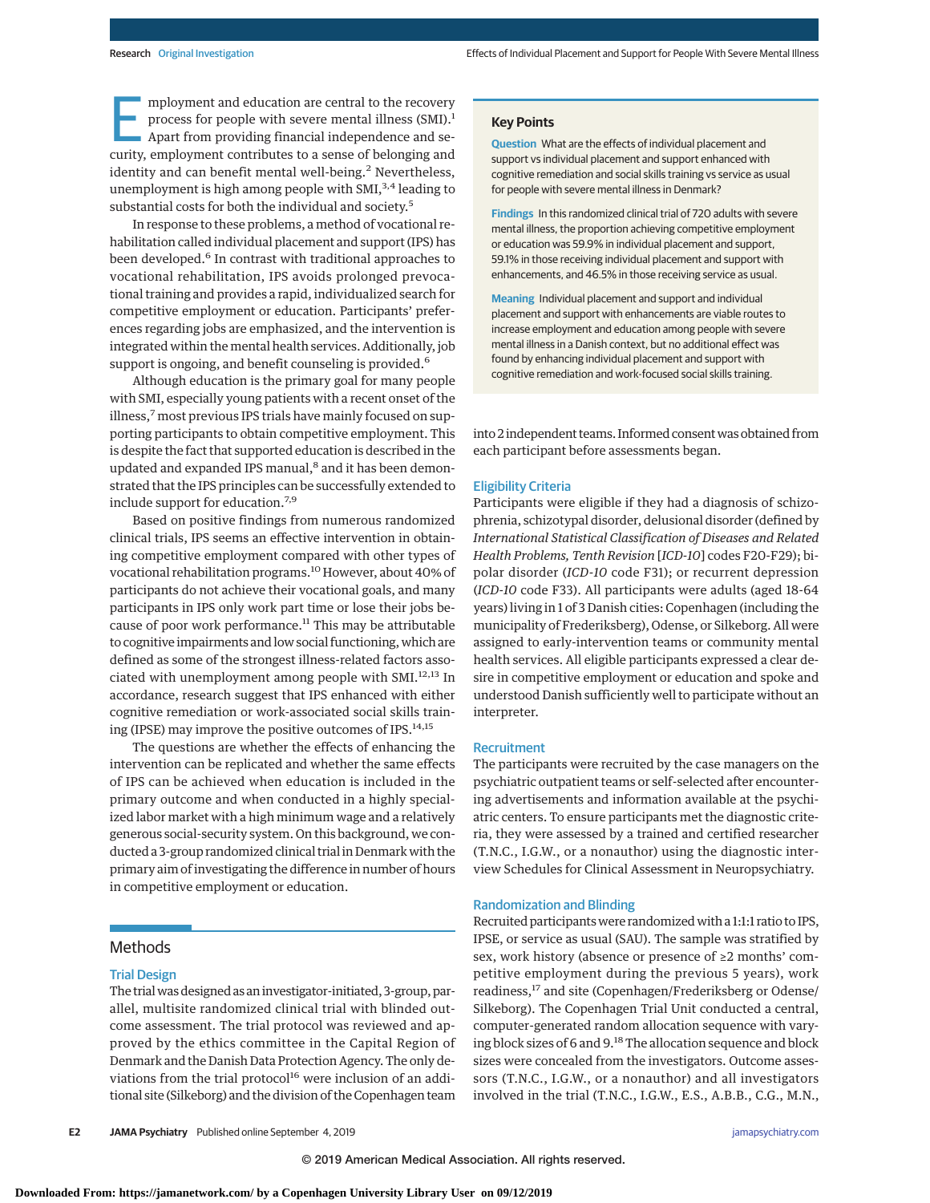Employment and education are central to the recovery process for people with severe mental illness (SMI).[1] Apart from providing financial independence and security, employment contributes to a sense of belonging and identity and can benefit mental well-being.[2] Nevertheless, unemployment is high among people with SMI,[3,4] leading to substantial costs for both the individual and society.[5]

In response to these problems, a method of vocational rehabilitation called individual placement and support (IPS) has been developed.[6] In contrast with traditional approaches to vocational rehabilitation, IPS avoids prolonged prevocational training and provides a rapid, individualized search for competitive employment or education. Participants' preferences regarding jobs are emphasized, and the intervention is integrated within the mental health services. Additionally, job support is ongoing, and benefit counseling is provided.[6]

Although education is the primary goal for many people with SMI, especially young patients with a recent onset of the illness,[7] most previous IPS trials have mainly focused on supporting participants to obtain competitive employment. This is despite the fact that supported education is described in the updated and expanded IPS manual,[8] and it has been demonstrated that the IPS principles can be successfully extended to include support for education.[7,9]

Based on positive findings from numerous randomized clinical trials, IPS seems an effective intervention in obtaining competitive employment compared with other types of vocational rehabilitation programs.[10] However, about 40% of participants do not achieve their vocational goals, and many participants in IPS only work part time or lose their jobs because of poor work performance.[11] This may be attributable to cognitive impairments and low social functioning, which are defined as some of the strongest illness-related factors associated with unemployment among people with SMI.[12,13] In accordance, research suggest that IPS enhanced with either cognitive remediation or work-associated social skills training (IPSE) may improve the positive outcomes of IPS.[14,15]

The questions are whether the effects of enhancing the intervention can be replicated and whether the same effects of IPS can be achieved when education is included in the primary outcome and when conducted in a highly specialized labor market with a high minimum wage and a relatively generous social-security system. On this background, we conducted a 3-group randomized clinical trial in Denmark with the primary aim of investigating the difference in number of hours in competitive employment or education.

> **Key Points**
>
> **Question** What are the effects of individual placement and support vs individual placement and support enhanced with cognitive remediation and social skills training vs service as usual for people with severe mental illness in Denmark?
>
> **Findings** In this randomized clinical trial of 720 adults with severe mental illness, the proportion achieving competitive employment or education was 59.9% in individual placement and support, 59.1% in those receiving individual placement and support with enhancements, and 46.5% in those receiving service as usual.
>
> **Meaning** Individual placement and support and individual placement and support with enhancements are viable routes to increase employment and education among people with severe mental illness in a Danish context, but no additional effect was found by enhancing individual placement and support with cognitive remediation and work-focused social skills training.

## Methods

### Trial Design

The trial was designed as an investigator-initiated, 3-group, parallel, multisite randomized clinical trial with blinded outcome assessment. The trial protocol was reviewed and approved by the ethics committee in the Capital Region of Denmark and the Danish Data Protection Agency. The only deviations from the trial protocol[16] were inclusion of an additional site (Silkeborg) and the division of the Copenhagen team into 2 independent teams. Informed consent was obtained from each participant before assessments began.

### Eligibility Criteria

Participants were eligible if they had a diagnosis of schizophrenia, schizotypal disorder, delusional disorder (defined by *International Statistical Classification of Diseases and Related Health Problems, Tenth Revision* [*ICD-10*] codes F20-F29); bipolar disorder (*ICD-10* code F31); or recurrent depression (*ICD-10* code F33). All participants were adults (aged 18-64 years) living in 1 of 3 Danish cities: Copenhagen (including the municipality of Frederiksberg), Odense, or Silkeborg. All were assigned to early-intervention teams or community mental health services. All eligible participants expressed a clear desire in competitive employment or education and spoke and understood Danish sufficiently well to participate without an interpreter.

### Recruitment

The participants were recruited by the case managers on the psychiatric outpatient teams or self-selected after encountering advertisements and information available at the psychiatric centers. To ensure participants met the diagnostic criteria, they were assessed by a trained and certified researcher (T.N.C., I.G.W., or a nonauthor) using the diagnostic interview Schedules for Clinical Assessment in Neuropsychiatry.

### Randomization and Blinding

Recruited participants were randomized with a 1:1:1 ratio to IPS, IPSE, or service as usual (SAU). The sample was stratified by sex, work history (absence or presence of ≥2 months' competitive employment during the previous 5 years), work readiness,[17] and site (Copenhagen/Frederiksberg or Odense/Silkeborg). The Copenhagen Trial Unit conducted a central, computer-generated random allocation sequence with varying block sizes of 6 and 9.[18] The allocation sequence and block sizes were concealed from the investigators. Outcome assessors (T.N.C., I.G.W., or a nonauthor) and all investigators involved in the trial (T.N.C., I.G.W., E.S., A.B.B., C.G., M.N.,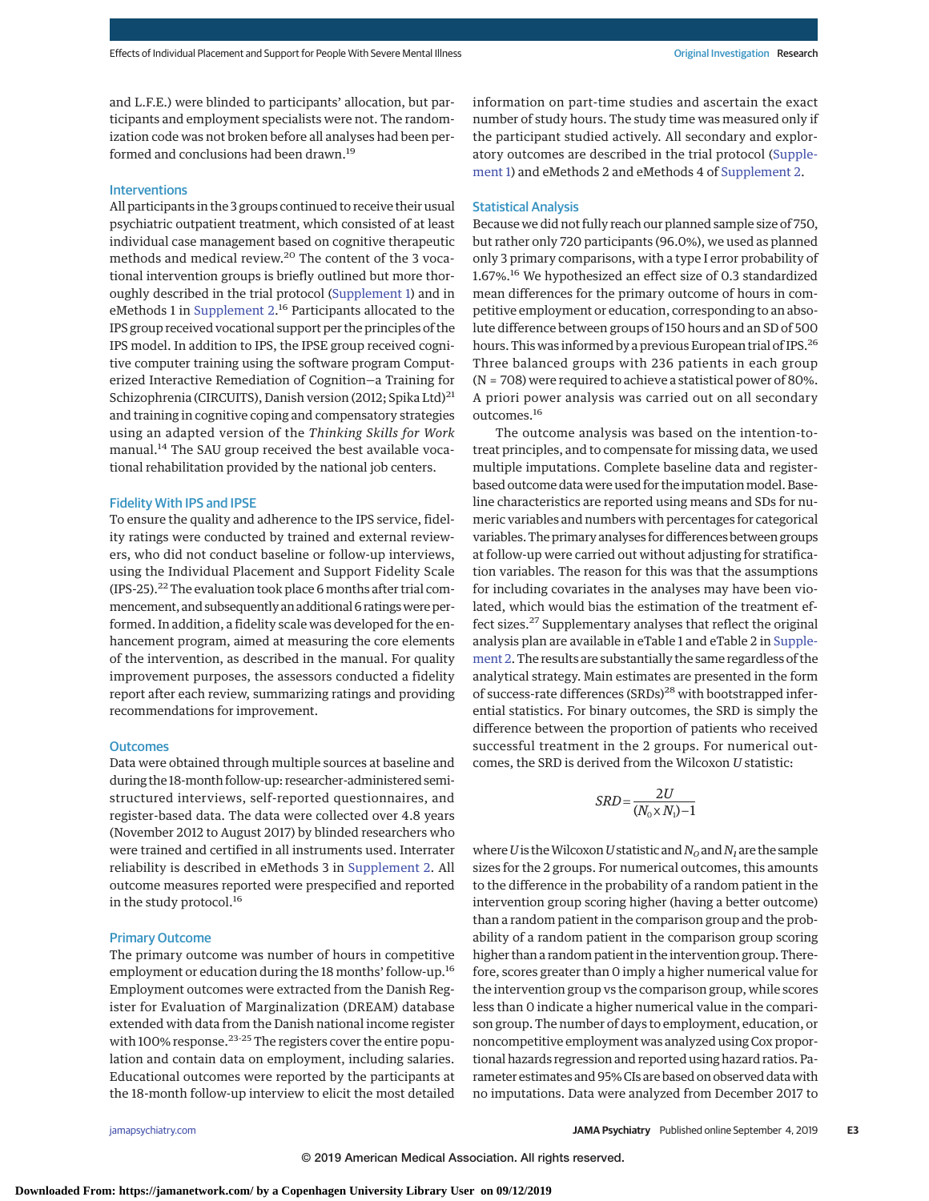and L.F.E.) were blinded to participants' allocation, but participants and employment specialists were not. The randomization code was not broken before all analyses had been performed and conclusions had been drawn.[19]

## Interventions

All participants in the 3 groups continued to receive their usual psychiatric outpatient treatment, which consisted of at least individual case management based on cognitive therapeutic methods and medical review.[20] The content of the 3 vocational intervention groups is briefly outlined but more thoroughly described in the trial protocol (Supplement 1) and in eMethods 1 in Supplement 2.[16] Participants allocated to the IPS group received vocational support per the principles of the IPS model. In addition to IPS, the IPSE group received cognitive computer training using the software program Computerized Interactive Remediation of Cognition–a Training for Schizophrenia (CIRCUITS), Danish version (2012; Spika Ltd)[21] and training in cognitive coping and compensatory strategies using an adapted version of the *Thinking Skills for Work* manual.[14] The SAU group received the best available vocational rehabilitation provided by the national job centers.

## Fidelity With IPS and IPSE

To ensure the quality and adherence to the IPS service, fidelity ratings were conducted by trained and external reviewers, who did not conduct baseline or follow-up interviews, using the Individual Placement and Support Fidelity Scale (IPS-25).[22] The evaluation took place 6 months after trial commencement, and subsequently an additional 6 ratings were performed. In addition, a fidelity scale was developed for the enhancement program, aimed at measuring the core elements of the intervention, as described in the manual. For quality improvement purposes, the assessors conducted a fidelity report after each review, summarizing ratings and providing recommendations for improvement.

## Outcomes

Data were obtained through multiple sources at baseline and during the 18-month follow-up: researcher-administered semistructured interviews, self-reported questionnaires, and register-based data. The data were collected over 4.8 years (November 2012 to August 2017) by blinded researchers who were trained and certified in all instruments used. Interrater reliability is described in eMethods 3 in Supplement 2. All outcome measures reported were prespecified and reported in the study protocol.[16]

## Primary Outcome

The primary outcome was number of hours in competitive employment or education during the 18 months' follow-up.[16] Employment outcomes were extracted from the Danish Register for Evaluation of Marginalization (DREAM) database extended with data from the Danish national income register with 100% response.[23-25] The registers cover the entire population and contain data on employment, including salaries. Educational outcomes were reported by the participants at the 18-month follow-up interview to elicit the most detailed information on part-time studies and ascertain the exact number of study hours. The study time was measured only if the participant studied actively. All secondary and exploratory outcomes are described in the trial protocol (Supplement 1) and eMethods 2 and eMethods 4 of Supplement 2.

## Statistical Analysis

Because we did not fully reach our planned sample size of 750, but rather only 720 participants (96.0%), we used as planned only 3 primary comparisons, with a type I error probability of 1.67%.[16] We hypothesized an effect size of 0.3 standardized mean differences for the primary outcome of hours in competitive employment or education, corresponding to an absolute difference between groups of 150 hours and an SD of 500 hours. This was informed by a previous European trial of IPS.[26] Three balanced groups with 236 patients in each group (N = 708) were required to achieve a statistical power of 80%. A priori power analysis was carried out on all secondary outcomes.[16]

The outcome analysis was based on the intention-to-treat principles, and to compensate for missing data, we used multiple imputations. Complete baseline data and register-based outcome data were used for the imputation model. Baseline characteristics are reported using means and SDs for numeric variables and numbers with percentages for categorical variables. The primary analyses for differences between groups at follow-up were carried out without adjusting for stratification variables. The reason for this was that the assumptions for including covariates in the analyses may have been violated, which would bias the estimation of the treatment effect sizes.[27] Supplementary analyses that reflect the original analysis plan are available in eTable 1 and eTable 2 in Supplement 2. The results are substantially the same regardless of the analytical strategy. Main estimates are presented in the form of success-rate differences (SRDs)[28] with bootstrapped inferential statistics. For binary outcomes, the SRD is simply the difference between the proportion of patients who received successful treatment in the 2 groups. For numerical outcomes, the SRD is derived from the Wilcoxon $U$ statistic:

$$SRD = \frac{2U}{(N_0 \times N_1) - 1}$$

where $U$ is the Wilcoxon $U$ statistic and $N_O$ and $N_I$ are the sample sizes for the 2 groups. For numerical outcomes, this amounts to the difference in the probability of a random patient in the intervention group scoring higher (having a better outcome) than a random patient in the comparison group and the probability of a random patient in the comparison group scoring higher than a random patient in the intervention group. Therefore, scores greater than 0 imply a higher numerical value for the intervention group vs the comparison group, while scores less than 0 indicate a higher numerical value in the comparison group. The number of days to employment, education, or noncompetitive employment was analyzed using Cox proportional hazards regression and reported using hazard ratios. Parameter estimates and 95% CIs are based on observed data with no imputations. Data were analyzed from December 2017 to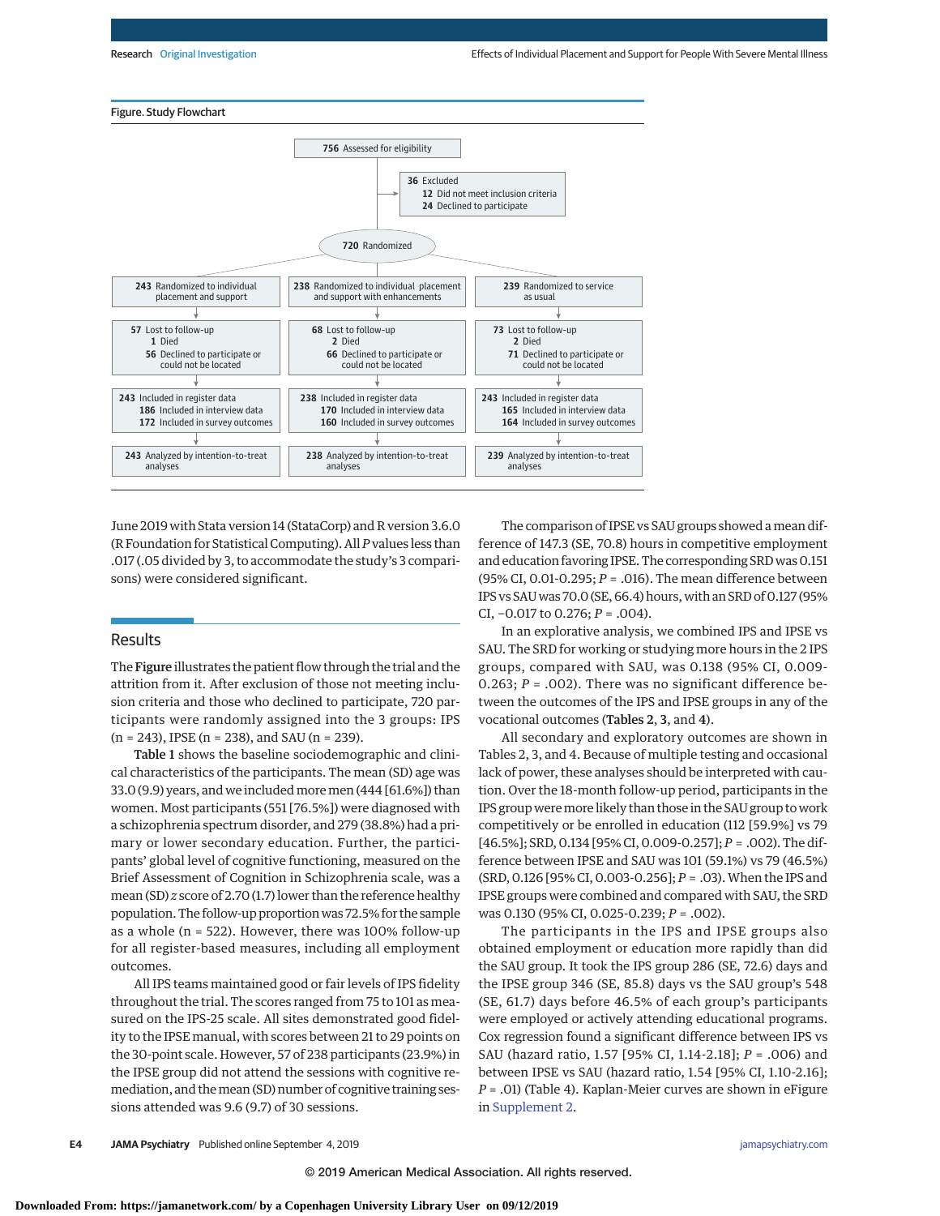Figure. Study Flowchart

756 Assessed for eligibility

36 Excluded
12 Did not meet inclusion criteria
24 Declined to participate

720 Randomized

243 Randomized to individual placement and support

238 Randomized to individual placement and support with enhancements

239 Randomized to service as usual

57 Lost to follow-up
1 Died
56 Declined to participate or could not be located

68 Lost to follow-up
2 Died
66 Declined to participate or could not be located

73 Lost to follow-up
2 Died
71 Declined to participate or could not be located

243 Included in register data
186 Included in interview data
172 Included in survey outcomes

238 Included in register data
170 Included in interview data
160 Included in survey outcomes

243 Included in register data
165 Included in interview data
164 Included in survey outcomes

243 Analyzed by intention-to-treat analyses

238 Analyzed by intention-to-treat analyses

239 Analyzed by intention-to-treat analyses

June 2019 with Stata version 14 (StataCorp) and R version 3.6.0 (R Foundation for Statistical Computing). All *P* values less than .017 (.05 divided by 3, to accommodate the study's 3 comparisons) were considered significant.

## Results

The **Figure** illustrates the patient flow through the trial and the attrition from it. After exclusion of those not meeting inclusion criteria and those who declined to participate, 720 participants were randomly assigned into the 3 groups: IPS (n = 243), IPSE (n = 238), and SAU (n = 239).

**Table 1** shows the baseline sociodemographic and clinical characteristics of the participants. The mean (SD) age was 33.0 (9.9) years, and we included more men (444 [61.6%]) than women. Most participants (551 [76.5%]) were diagnosed with a schizophrenia spectrum disorder, and 279 (38.8%) had a primary or lower secondary education. Further, the participants' global level of cognitive functioning, measured on the Brief Assessment of Cognition in Schizophrenia scale, was a mean (SD) *z* score of 2.70 (1.7) lower than the reference healthy population. The follow-up proportion was 72.5% for the sample as a whole (n = 522). However, there was 100% follow-up for all register-based measures, including all employment outcomes.

All IPS teams maintained good or fair levels of IPS fidelity throughout the trial. The scores ranged from 75 to 101 as measured on the IPS-25 scale. All sites demonstrated good fidelity to the IPSE manual, with scores between 21 to 29 points on the 30-point scale. However, 57 of 238 participants (23.9%) in the IPSE group did not attend the sessions with cognitive remediation, and the mean (SD) number of cognitive training sessions attended was 9.6 (9.7) of 30 sessions.

The comparison of IPSE vs SAU groups showed a mean difference of 147.3 (SE, 70.8) hours in competitive employment and education favoring IPSE. The corresponding SRD was 0.151 (95% CI, 0.01-0.295; *P* = .016). The mean difference between IPS vs SAU was 70.0 (SE, 66.4) hours, with an SRD of 0.127 (95% CI, −0.017 to 0.276; *P* = .004).

In an explorative analysis, we combined IPS and IPSE vs SAU. The SRD for working or studying more hours in the 2 IPS groups, compared with SAU, was 0.138 (95% CI, 0.009-0.263; *P* = .002). There was no significant difference between the outcomes of the IPS and IPSE groups in any of the vocational outcomes (**Tables 2**, **3**, and **4**).

All secondary and exploratory outcomes are shown in Tables 2, 3, and 4. Because of multiple testing and occasional lack of power, these analyses should be interpreted with caution. Over the 18-month follow-up period, participants in the IPS group were more likely than those in the SAU group to work competitively or be enrolled in education (112 [59.9%] vs 79 [46.5%]; SRD, 0.134 [95% CI, 0.009-0.257]; *P* = .002). The difference between IPSE and SAU was 101 (59.1%) vs 79 (46.5%) (SRD, 0.126 [95% CI, 0.003-0.256]; *P* = .03). When the IPS and IPSE groups were combined and compared with SAU, the SRD was 0.130 (95% CI, 0.025-0.239; *P* = .002).

The participants in the IPS and IPSE groups also obtained employment or education more rapidly than did the SAU group. It took the IPS group 286 (SE, 72.6) days and the IPSE group 346 (SE, 85.8) days vs the SAU group's 548 (SE, 61.7) days before 46.5% of each group's participants were employed or actively attending educational programs. Cox regression found a significant difference between IPS vs SAU (hazard ratio, 1.57 [95% CI, 1.14-2.18]; *P* = .006) and between IPSE vs SAU (hazard ratio, 1.54 [95% CI, 1.10-2.16]; *P* = .01) (Table 4). Kaplan-Meier curves are shown in eFigure in Supplement 2.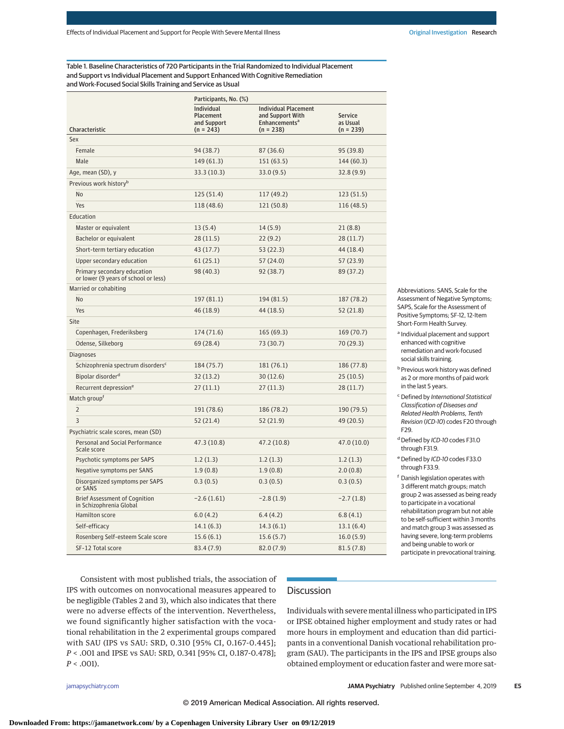Table 1. Baseline Characteristics of 720 Participants in the Trial Randomized to Individual Placement and Support vs Individual Placement and Support Enhanced With Cognitive Remediation and Work-Focused Social Skills Training and Service as Usual

| Characteristic | Participants, No. (%) | | |
|---|---|---|---|
| | Individual Placement and Support (n = 243) | Individual Placement and Support With Enhancements[a] (n = 238) | Service as Usual (n = 239) |
| Sex | | | |
| Female | 94 (38.7) | 87 (36.6) | 95 (39.8) |
| Male | 149 (61.3) | 151 (63.5) | 144 (60.3) |
| Age, mean (SD), y | 33.3 (10.3) | 33.0 (9.5) | 32.8 (9.9) |
| Previous work history[b] | | | |
| No | 125 (51.4) | 117 (49.2) | 123 (51.5) |
| Yes | 118 (48.6) | 121 (50.8) | 116 (48.5) |
| Education | | | |
| Master or equivalent | 13 (5.4) | 14 (5.9) | 21 (8.8) |
| Bachelor or equivalent | 28 (11.5) | 22 (9.2) | 28 (11.7) |
| Short-term tertiary education | 43 (17.7) | 53 (22.3) | 44 (18.4) |
| Upper secondary education | 61 (25.1) | 57 (24.0) | 57 (23.9) |
| Primary secondary education or lower (9 years of school or less) | 98 (40.3) | 92 (38.7) | 89 (37.2) |
| Married or cohabiting | | | |
| No | 197 (81.1) | 194 (81.5) | 187 (78.2) |
| Yes | 46 (18.9) | 44 (18.5) | 52 (21.8) |
| Site | | | |
| Copenhagen, Frederiksberg | 174 (71.6) | 165 (69.3) | 169 (70.7) |
| Odense, Silkeborg | 69 (28.4) | 73 (30.7) | 70 (29.3) |
| Diagnoses | | | |
| Schizophrenia spectrum disorders[c] | 184 (75.7) | 181 (76.1) | 186 (77.8) |
| Bipolar disorder[d] | 32 (13.2) | 30 (12.6) | 25 (10.5) |
| Recurrent depression[e] | 27 (11.1) | 27 (11.3) | 28 (11.7) |
| Match group[f] | | | |
| 2 | 191 (78.6) | 186 (78.2) | 190 (79.5) |
| 3 | 52 (21.4) | 52 (21.9) | 49 (20.5) |
| Psychiatric scale scores, mean (SD) | | | |
| Personal and Social Performance Scale score | 47.3 (10.8) | 47.2 (10.8) | 47.0 (10.0) |
| Psychotic symptoms per SAPS | 1.2 (1.3) | 1.2 (1.3) | 1.2 (1.3) |
| Negative symptoms per SANS | 1.9 (0.8) | 1.9 (0.8) | 2.0 (0.8) |
| Disorganized symptoms per SAPS or SANS | 0.3 (0.5) | 0.3 (0.5) | 0.3 (0.5) |
| Brief Assessment of Cognition in Schizophrenia Global | −2.6 (1.61) | −2.8 (1.9) | −2.7 (1.8) |
| Hamilton score | 6.0 (4.2) | 6.4 (4.2) | 6.8 (4.1) |
| Self-efficacy | 14.1 (6.3) | 14.3 (6.1) | 13.1 (6.4) |
| Rosenberg Self-esteem Scale score | 15.6 (6.1) | 15.6 (5.7) | 16.0 (5.9) |
| SF-12 Total score | 83.4 (7.9) | 82.0 (7.9) | 81.5 (7.8) |

Abbreviations: SANS, Scale for the Assessment of Negative Symptoms; SAPS, Scale for the Assessment of Positive Symptoms; SF-12, 12-Item Short-Form Health Survey.

[a] Individual placement and support enhanced with cognitive remediation and work-focused social skills training.

[b] Previous work history was defined as 2 or more months of paid work in the last 5 years.

[c] Defined by *International Statistical Classification of Diseases and Related Health Problems, Tenth Revision* (*ICD-10*) codes F20 through F29.

[d] Defined by *ICD-10* codes F31.0 through F31.9.

[e] Defined by *ICD-10* codes F33.0 through F33.9.

[f] Danish legislation operates with 3 different match groups; match group 2 was assessed as being ready to participate in a vocational rehabilitation program but not able to be self-sufficient within 3 months and match group 3 was assessed as having severe, long-term problems and being unable to work or participate in prevocational training.

Consistent with most published trials, the association of IPS with outcomes on nonvocational measures appeared to be negligible (Tables 2 and 3), which also indicates that there were no adverse effects of the intervention. Nevertheless, we found significantly higher satisfaction with the vocational rehabilitation in the 2 experimental groups compared with SAU (IPS vs SAU: SRD, 0.310 [95% CI, 0.167-0.445]; $P < .001$ and IPSE vs SAU: SRD, 0.341 [95% CI, 0.187-0.478]; $P < .001$).

## Discussion

Individuals with severe mental illness who participated in IPS or IPSE obtained higher employment and study rates or had more hours in employment and education than did participants in a conventional Danish vocational rehabilitation program (SAU). The participants in the IPS and IPSE groups also obtained employment or education faster and were more sat-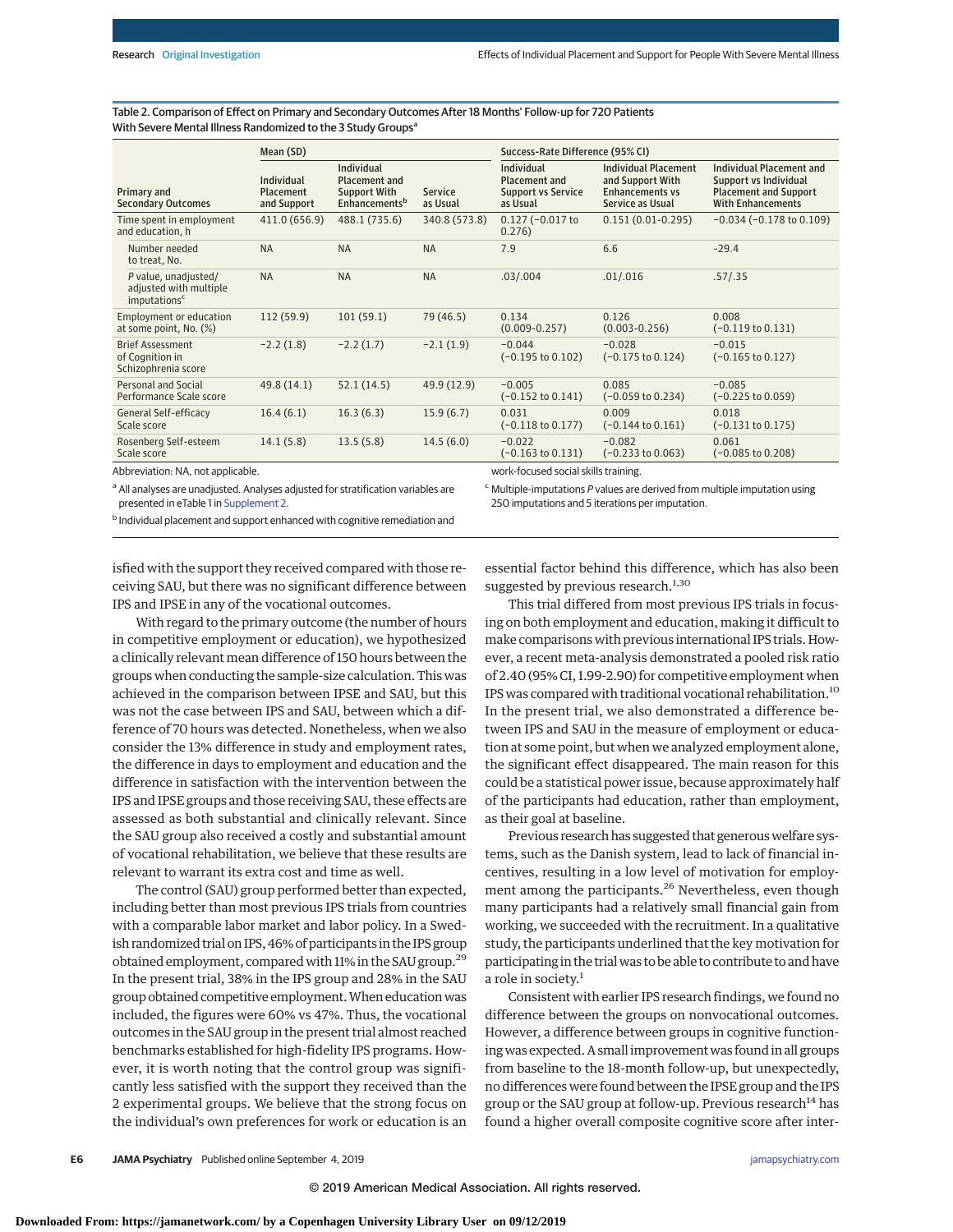Table 2. Comparison of Effect on Primary and Secondary Outcomes After 18 Months' Follow-up for 720 Patients With Severe Mental Illness Randomized to the 3 Study Groups[a]

| Primary and Secondary Outcomes | Mean (SD) | | | Success-Rate Difference (95% CI) | | |
|---|---|---|---|---|---|---|
| | Individual Placement and Support | Individual Placement and Support With Enhancements[b] | Service as Usual | Individual Placement and Support vs Service as Usual | Individual Placement and Support With Enhancements vs Service as Usual | Individual Placement and Support vs Individual Placement and Support With Enhancements |
| Time spent in employment and education, h | 411.0 (656.9) | 488.1 (735.6) | 340.8 (573.8) | 0.127 (−0.017 to 0.276) | 0.151 (0.01-0.295) | −0.034 (−0.178 to 0.109) |
| Number needed to treat, No. | NA | NA | NA | 7.9 | 6.6 | −29.4 |
| *P* value, unadjusted/adjusted with multiple imputations[c] | NA | NA | NA | .03/.004 | .01/.016 | .57/.35 |
| Employment or education at some point, No. (%) | 112 (59.9) | 101 (59.1) | 79 (46.5) | 0.134 (0.009-0.257) | 0.126 (0.003-0.256) | 0.008 (−0.119 to 0.131) |
| Brief Assessment of Cognition in Schizophrenia score | −2.2 (1.8) | −2.2 (1.7) | −2.1 (1.9) | −0.044 (−0.195 to 0.102) | −0.028 (−0.175 to 0.124) | −0.015 (−0.165 to 0.127) |
| Personal and Social Performance Scale score | 49.8 (14.1) | 52.1 (14.5) | 49.9 (12.9) | −0.005 (−0.152 to 0.141) | 0.085 (−0.059 to 0.234) | −0.085 (−0.225 to 0.059) |
| General Self-efficacy Scale score | 16.4 (6.1) | 16.3 (6.3) | 15.9 (6.7) | 0.031 (−0.118 to 0.177) | 0.009 (−0.144 to 0.161) | 0.018 (−0.131 to 0.175) |
| Rosenberg Self-esteem Scale score | 14.1 (5.8) | 13.5 (5.8) | 14.5 (6.0) | −0.022 (−0.163 to 0.131) | −0.082 (−0.233 to 0.063) | 0.061 (−0.085 to 0.208) |

Abbreviation: NA, not applicable.

[a] All analyses are unadjusted. Analyses adjusted for stratification variables are presented in eTable 1 in Supplement 2.

[b] Individual placement and support enhanced with cognitive remediation and work-focused social skills training.

[c] Multiple-imputations *P* values are derived from multiple imputation using 250 imputations and 5 iterations per imputation.

isfied with the support they received compared with those receiving SAU, but there was no significant difference between IPS and IPSE in any of the vocational outcomes.

With regard to the primary outcome (the number of hours in competitive employment or education), we hypothesized a clinically relevant mean difference of 150 hours between the groups when conducting the sample-size calculation. This was achieved in the comparison between IPSE and SAU, but this was not the case between IPS and SAU, between which a difference of 70 hours was detected. Nonetheless, when we also consider the 13% difference in study and employment rates, the difference in days to employment and education and the difference in satisfaction with the intervention between the IPS and IPSE groups and those receiving SAU, these effects are assessed as both substantial and clinically relevant. Since the SAU group also received a costly and substantial amount of vocational rehabilitation, we believe that these results are relevant to warrant its extra cost and time as well.

The control (SAU) group performed better than expected, including better than most previous IPS trials from countries with a comparable labor market and labor policy. In a Swedish randomized trial on IPS, 46% of participants in the IPS group obtained employment, compared with 11% in the SAU group.[29] In the present trial, 38% in the IPS group and 28% in the SAU group obtained competitive employment. When education was included, the figures were 60% vs 47%. Thus, the vocational outcomes in the SAU group in the present trial almost reached benchmarks established for high-fidelity IPS programs. However, it is worth noting that the control group was significantly less satisfied with the support they received than the 2 experimental groups. We believe that the strong focus on the individual's own preferences for work or education is an essential factor behind this difference, which has also been suggested by previous research.[1,30]

This trial differed from most previous IPS trials in focusing on both employment and education, making it difficult to make comparisons with previous international IPS trials. However, a recent meta-analysis demonstrated a pooled risk ratio of 2.40 (95% CI, 1.99-2.90) for competitive employment when IPS was compared with traditional vocational rehabilitation.[10] In the present trial, we also demonstrated a difference between IPS and SAU in the measure of employment or education at some point, but when we analyzed employment alone, the significant effect disappeared. The main reason for this could be a statistical power issue, because approximately half of the participants had education, rather than employment, as their goal at baseline.

Previous research has suggested that generous welfare systems, such as the Danish system, lead to lack of financial incentives, resulting in a low level of motivation for employment among the participants.[26] Nevertheless, even though many participants had a relatively small financial gain from working, we succeeded with the recruitment. In a qualitative study, the participants underlined that the key motivation for participating in the trial was to be able to contribute to and have a role in society.[1]

Consistent with earlier IPS research findings, we found no difference between the groups on nonvocational outcomes. However, a difference between groups in cognitive functioning was expected. A small improvement was found in all groups from baseline to the 18-month follow-up, but unexpectedly, no differences were found between the IPSE group and the IPS group or the SAU group at follow-up. Previous research[14] has found a higher overall composite cognitive score after inter-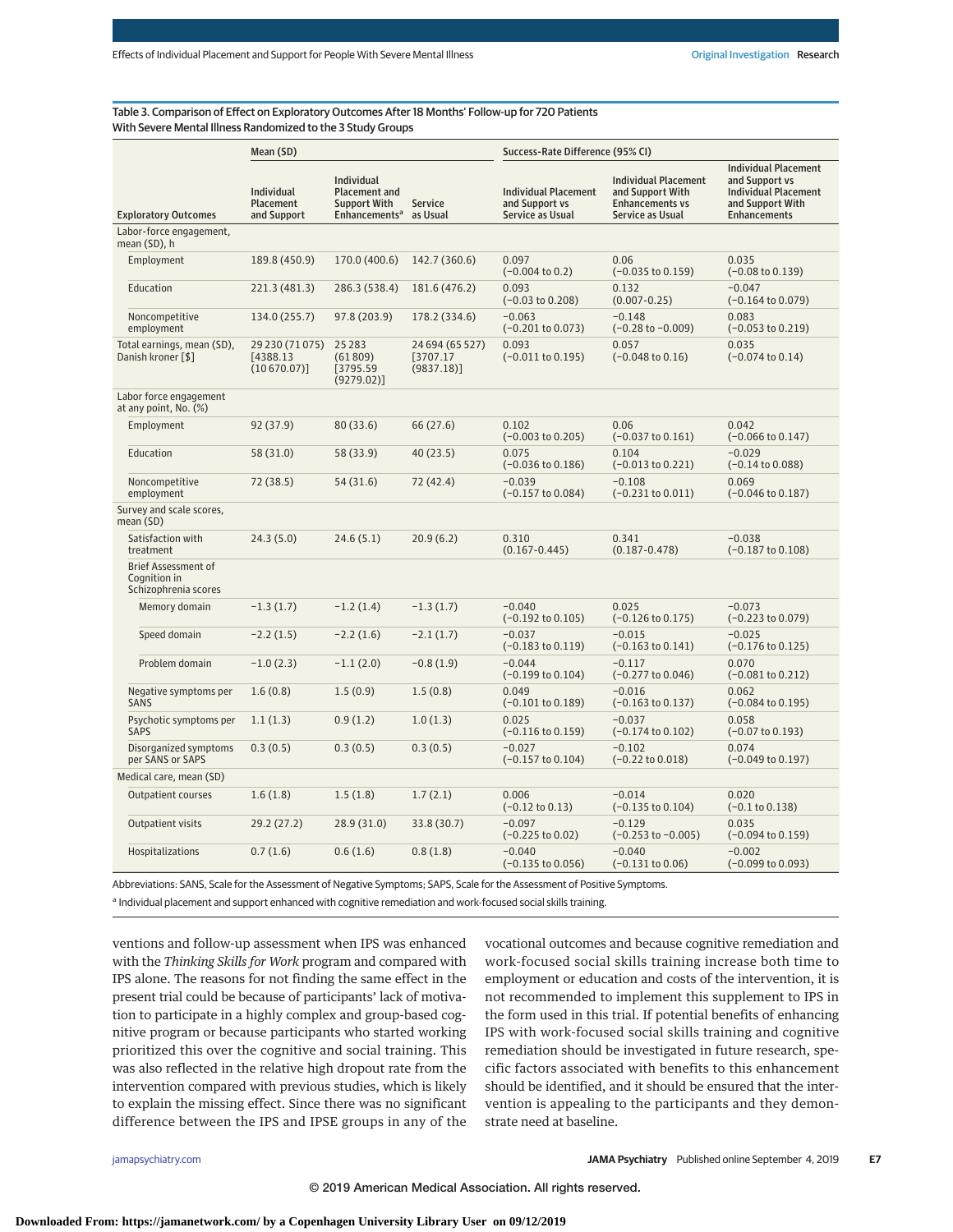Table 3. Comparison of Effect on Exploratory Outcomes After 18 Months' Follow-up for 720 Patients With Severe Mental Illness Randomized to the 3 Study Groups

| Exploratory Outcomes | Mean (SD) | | | Success-Rate Difference (95% CI) | | |
|---|---|---|---|---|---|---|
| | Individual Placement and Support | Individual Placement and Support With Enhancements[a] | Service as Usual | Individual Placement and Support vs Service as Usual | Individual Placement and Support With Enhancements vs Service as Usual | Individual Placement and Support vs Individual Placement and Support With Enhancements |
| Labor-force engagement, mean (SD), h | | | | | | |
| Employment | 189.8 (450.9) | 170.0 (400.6) | 142.7 (360.6) | 0.097 (−0.004 to 0.2) | 0.06 (−0.035 to 0.159) | 0.035 (−0.08 to 0.139) |
| Education | 221.3 (481.3) | 286.3 (538.4) | 181.6 (476.2) | 0.093 (−0.03 to 0.208) | 0.132 (0.007-0.25) | −0.047 (−0.164 to 0.079) |
| Noncompetitive employment | 134.0 (255.7) | 97.8 (203.9) | 178.2 (334.6) | −0.063 (−0.201 to 0.073) | −0.148 (−0.28 to −0.009) | 0.083 (−0.053 to 0.219) |
| Total earnings, mean (SD), Danish kroner [$] | 29 230 (71 075) [4388.13 (10 670.07)] | 25 283 (61 809) [3795.59 (9279.02)] | 24 694 (65 527) [3707.17 (9837.18)] | 0.093 (−0.011 to 0.195) | 0.057 (−0.048 to 0.16) | 0.035 (−0.074 to 0.14) |
| Labor force engagement at any point, No. (%) | | | | | | |
| Employment | 92 (37.9) | 80 (33.6) | 66 (27.6) | 0.102 (−0.003 to 0.205) | 0.06 (−0.037 to 0.161) | 0.042 (−0.066 to 0.147) |
| Education | 58 (31.0) | 58 (33.9) | 40 (23.5) | 0.075 (−0.036 to 0.186) | 0.104 (−0.013 to 0.221) | −0.029 (−0.14 to 0.088) |
| Noncompetitive employment | 72 (38.5) | 54 (31.6) | 72 (42.4) | −0.039 (−0.157 to 0.084) | −0.108 (−0.231 to 0.011) | 0.069 (−0.046 to 0.187) |
| Survey and scale scores, mean (SD) | | | | | | |
| Satisfaction with treatment | 24.3 (5.0) | 24.6 (5.1) | 20.9 (6.2) | 0.310 (0.167-0.445) | 0.341 (0.187-0.478) | −0.038 (−0.187 to 0.108) |
| Brief Assessment of Cognition in Schizophrenia scores | | | | | | |
| Memory domain | −1.3 (1.7) | −1.2 (1.4) | −1.3 (1.7) | −0.040 (−0.192 to 0.105) | 0.025 (−0.126 to 0.175) | −0.073 (−0.223 to 0.079) |
| Speed domain | −2.2 (1.5) | −2.2 (1.6) | −2.1 (1.7) | −0.037 (−0.183 to 0.119) | −0.015 (−0.163 to 0.141) | −0.025 (−0.176 to 0.125) |
| Problem domain | −1.0 (2.3) | −1.1 (2.0) | −0.8 (1.9) | −0.044 (−0.199 to 0.104) | −0.117 (−0.277 to 0.046) | 0.070 (−0.081 to 0.212) |
| Negative symptoms per SANS | 1.6 (0.8) | 1.5 (0.9) | 1.5 (0.8) | 0.049 (−0.101 to 0.189) | −0.016 (−0.163 to 0.137) | 0.062 (−0.084 to 0.195) |
| Psychotic symptoms per SAPS | 1.1 (1.3) | 0.9 (1.2) | 1.0 (1.3) | 0.025 (−0.116 to 0.159) | −0.037 (−0.174 to 0.102) | 0.058 (−0.07 to 0.193) |
| Disorganized symptoms per SANS or SAPS | 0.3 (0.5) | 0.3 (0.5) | 0.3 (0.5) | −0.027 (−0.157 to 0.104) | −0.102 (−0.22 to 0.018) | 0.074 (−0.049 to 0.197) |
| Medical care, mean (SD) | | | | | | |
| Outpatient courses | 1.6 (1.8) | 1.5 (1.8) | 1.7 (2.1) | 0.006 (−0.12 to 0.13) | −0.014 (−0.135 to 0.104) | 0.020 (−0.1 to 0.138) |
| Outpatient visits | 29.2 (27.2) | 28.9 (31.0) | 33.8 (30.7) | −0.097 (−0.225 to 0.02) | −0.129 (−0.253 to −0.005) | 0.035 (−0.094 to 0.159) |
| Hospitalizations | 0.7 (1.6) | 0.6 (1.6) | 0.8 (1.8) | −0.040 (−0.135 to 0.056) | −0.040 (−0.131 to 0.06) | −0.002 (−0.099 to 0.093) |

Abbreviations: SANS, Scale for the Assessment of Negative Symptoms; SAPS, Scale for the Assessment of Positive Symptoms.

[a] Individual placement and support enhanced with cognitive remediation and work-focused social skills training.

ventions and follow-up assessment when IPS was enhanced with the *Thinking Skills for Work* program and compared with IPS alone. The reasons for not finding the same effect in the present trial could be because of participants' lack of motivation to participate in a highly complex and group-based cognitive program or because participants who started working prioritized this over the cognitive and social training. This was also reflected in the relative high dropout rate from the intervention compared with previous studies, which is likely to explain the missing effect. Since there was no significant difference between the IPS and IPSE groups in any of the vocational outcomes and because cognitive remediation and work-focused social skills training increase both time to employment or education and costs of the intervention, it is not recommended to implement this supplement to IPS in the form used in this trial. If potential benefits of enhancing IPS with work-focused social skills training and cognitive remediation should be investigated in future research, specific factors associated with benefits to this enhancement should be identified, and it should be ensured that the intervention is appealing to the participants and they demonstrate need at baseline.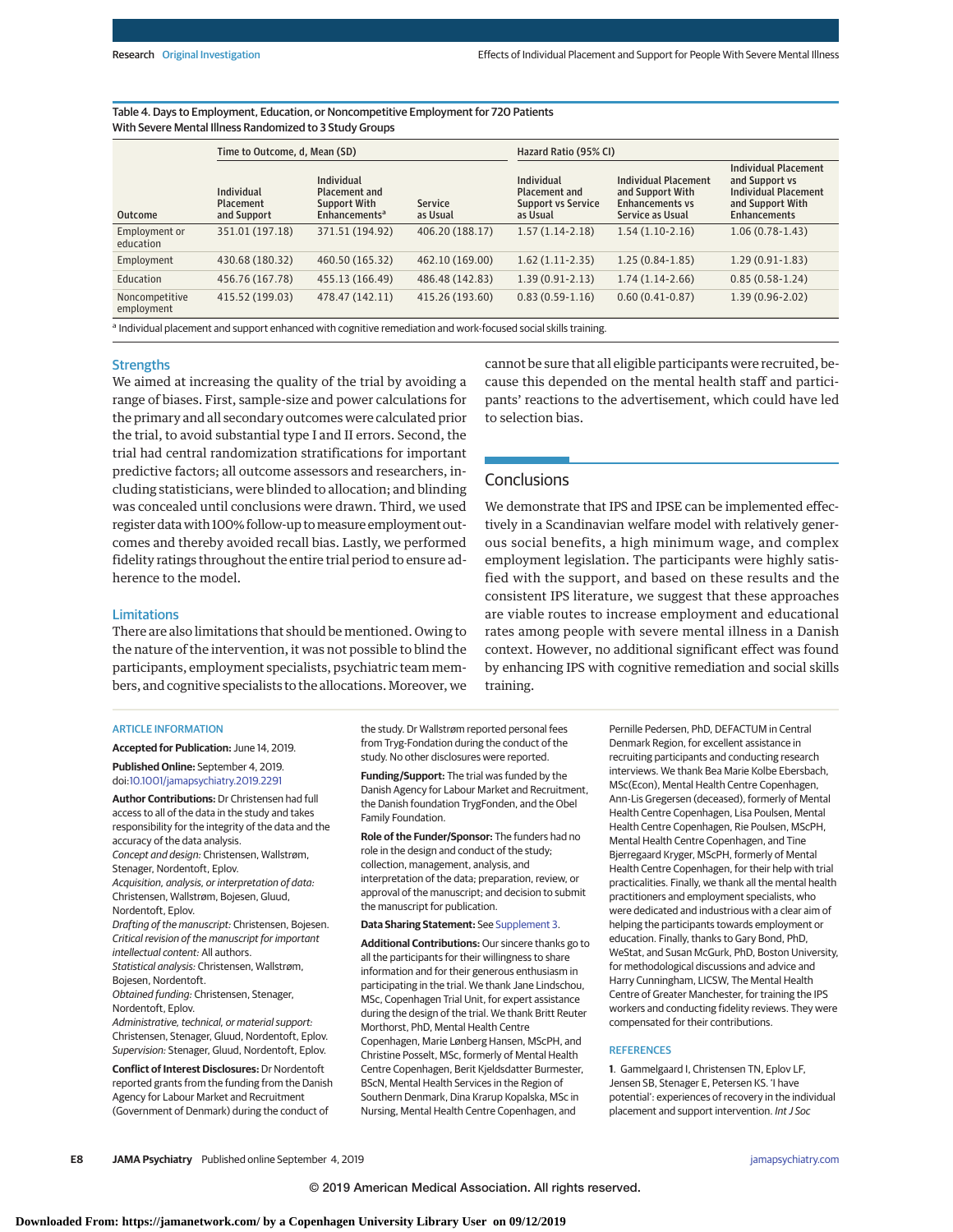Table 4. Days to Employment, Education, or Noncompetitive Employment for 720 Patients With Severe Mental Illness Randomized to 3 Study Groups

| Outcome | Time to Outcome, d, Mean (SD) | | | Hazard Ratio (95% CI) | | |
|---|---|---|---|---|---|---|
| | Individual Placement and Support | Individual Placement and Support With Enhancements[a] | Service as Usual | Individual Placement and Support vs Service as Usual | Individual Placement and Support With Enhancements vs Service as Usual | Individual Placement and Support vs Individual Placement and Support With Enhancements |
| Employment or education | 351.01 (197.18) | 371.51 (194.92) | 406.20 (188.17) | 1.57 (1.14-2.18) | 1.54 (1.10-2.16) | 1.06 (0.78-1.43) |
| Employment | 430.68 (180.32) | 460.50 (165.32) | 462.10 (169.00) | 1.62 (1.11-2.35) | 1.25 (0.84-1.85) | 1.29 (0.91-1.83) |
| Education | 456.76 (167.78) | 455.13 (166.49) | 486.48 (142.83) | 1.39 (0.91-2.13) | 1.74 (1.14-2.66) | 0.85 (0.58-1.24) |
| Noncompetitive employment | 415.52 (199.03) | 478.47 (142.11) | 415.26 (193.60) | 0.83 (0.59-1.16) | 0.60 (0.41-0.87) | 1.39 (0.96-2.02) |

[a] Individual placement and support enhanced with cognitive remediation and work-focused social skills training.

### Strengths

We aimed at increasing the quality of the trial by avoiding a range of biases. First, sample-size and power calculations for the primary and all secondary outcomes were calculated prior the trial, to avoid substantial type I and II errors. Second, the trial had central randomization stratifications for important predictive factors; all outcome assessors and researchers, including statisticians, were blinded to allocation; and blinding was concealed until conclusions were drawn. Third, we used register data with 100% follow-up to measure employment outcomes and thereby avoided recall bias. Lastly, we performed fidelity ratings throughout the entire trial period to ensure adherence to the model.

### Limitations

There are also limitations that should be mentioned. Owing to the nature of the intervention, it was not possible to blind the participants, employment specialists, psychiatric team members, and cognitive specialists to the allocations. Moreover, we cannot be sure that all eligible participants were recruited, because this depended on the mental health staff and participants' reactions to the advertisement, which could have led to selection bias.

## Conclusions

We demonstrate that IPS and IPSE can be implemented effectively in a Scandinavian welfare model with relatively generous social benefits, a high minimum wage, and complex employment legislation. The participants were highly satisfied with the support, and based on these results and the consistent IPS literature, we suggest that these approaches are viable routes to increase employment and educational rates among people with severe mental illness in a Danish context. However, no additional significant effect was found by enhancing IPS with cognitive remediation and social skills training.

ARTICLE INFORMATION

**Accepted for Publication:** June 14, 2019.

**Published Online:** September 4, 2019. doi:10.1001/jamapsychiatry.2019.2291

**Author Contributions:** Dr Christensen had full access to all of the data in the study and takes responsibility for the integrity of the data and the accuracy of the data analysis.
*Concept and design:* Christensen, Wallstrøm, Stenager, Nordentoft, Eplov.
*Acquisition, analysis, or interpretation of data:* Christensen, Wallstrøm, Bojesen, Gluud, Nordentoft, Eplov.
*Drafting of the manuscript:* Christensen, Bojesen.
*Critical revision of the manuscript for important intellectual content:* All authors.
*Statistical analysis:* Christensen, Wallstrøm, Bojesen, Nordentoft.
*Obtained funding:* Christensen, Stenager, Nordentoft, Eplov.
*Administrative, technical, or material support:* Christensen, Stenager, Gluud, Nordentoft, Eplov.
*Supervision:* Stenager, Gluud, Nordentoft, Eplov.

**Conflict of Interest Disclosures:** Dr Nordentoft reported grants from the funding from the Danish Agency for Labour Market and Recruitment (Government of Denmark) during the conduct of the study. Dr Wallstrøm reported personal fees from Tryg-Fondation during the conduct of the study. No other disclosures were reported.

**Funding/Support:** The trial was funded by the Danish Agency for Labour Market and Recruitment, the Danish foundation TrygFonden, and the Obel Family Foundation.

**Role of the Funder/Sponsor:** The funders had no role in the design and conduct of the study; collection, management, analysis, and interpretation of the data; preparation, review, or approval of the manuscript; and decision to submit the manuscript for publication.

**Data Sharing Statement:** See Supplement 3.

**Additional Contributions:** Our sincere thanks go to all the participants for their willingness to share information and for their generous enthusiasm in participating in the trial. We thank Jane Lindschou, MSc, Copenhagen Trial Unit, for expert assistance during the design of the trial. We thank Britt Reuter Morthorst, PhD, Mental Health Centre Copenhagen, Marie Lønberg Hansen, MScPH, and Christine Posselt, MSc, formerly of Mental Health Centre Copenhagen, Berit Kjeldsdatter Burmester, BScN, Mental Health Services in the Region of Southern Denmark, Dina Krarup Kopalska, MSc in Nursing, Mental Health Centre Copenhagen, and Pernille Pedersen, PhD, DEFACTUM in Central Denmark Region, for excellent assistance in recruiting participants and conducting research interviews. We thank Bea Marie Kolbe Ebersbach, MSc(Econ), Mental Health Centre Copenhagen, Ann-Lis Gregersen (deceased), formerly of Mental Health Centre Copenhagen, Lisa Poulsen, Mental Health Centre Copenhagen, Rie Poulsen, MScPH, Mental Health Centre Copenhagen, and Tine Bjerregaard Kryger, MScPH, formerly of Mental Health Centre Copenhagen, for their help with trial practicalities. Finally, we thank all the mental health practitioners and employment specialists, who were dedicated and industrious with a clear aim of helping the participants towards employment or education. Finally, thanks to Gary Bond, PhD, WeStat, and Susan McGurk, PhD, Boston University, for methodological discussions and advice and Harry Cunningham, LICSW, The Mental Health Centre of Greater Manchester, for training the IPS workers and conducting fidelity reviews. They were compensated for their contributions.

REFERENCES

1. Gammelgaard I, Christensen TN, Eplov LF, Jensen SB, Stenager E, Petersen KS. 'I have potential': experiences of recovery in the individual placement and support intervention. *Int J Soc*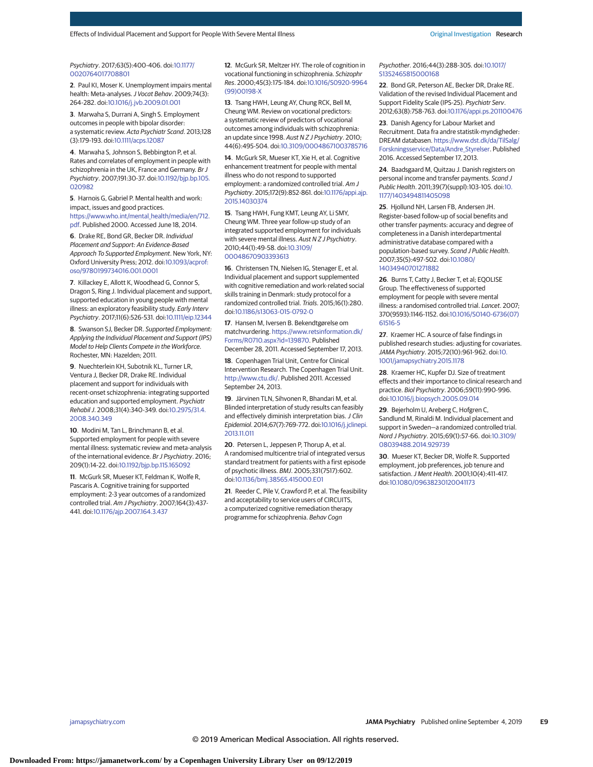Psychiatry. 2017;63(5):400-406. doi:10.1177/0020764017708801

**2**. Paul KI, Moser K. Unemployment impairs mental health: Meta-analyses. *J Vocat Behav*. 2009;74(3):264-282. doi:10.1016/j.jvb.2009.01.001

**3**. Marwaha S, Durrani A, Singh S. Employment outcomes in people with bipolar disorder: a systematic review. *Acta Psychiatr Scand*. 2013;128(3):179-193. doi:10.1111/acps.12087

**4**. Marwaha S, Johnson S, Bebbington P, et al. Rates and correlates of employment in people with schizophrenia in the UK, France and Germany. *Br J Psychiatry*. 2007;191:30-37. doi:10.1192/bjp.bp.105.020982

**5**. Harnois G, Gabriel P. Mental health and work: impact, issues and good practices. https://www.who.int/mental_health/media/en/712.pdf. Published 2000. Accessed June 18, 2014.

**6**. Drake RE, Bond GR, Becker DR. *Individual Placement and Support: An Evidence-Based Approach To Supported Employment*. New York, NY: Oxford University Press; 2012. doi:10.1093/acprof:oso/9780199734016.001.0001

**7**. Killackey E, Allott K, Woodhead G, Connor S, Dragon S, Ring J. Individual placement and support, supported education in young people with mental illness: an exploratory feasibility study. *Early Interv Psychiatry*. 2017;11(6):526-531. doi:10.1111/eip.12344

**8**. Swanson SJ, Becker DR. *Supported Employment: Applying the Individual Placement and Support (IPS) Model to Help Clients Compete in the Workforce*. Rochester, MN: Hazelden; 2011.

**9**. Nuechterlein KH, Subotnik KL, Turner LR, Ventura J, Becker DR, Drake RE. Individual placement and support for individuals with recent-onset schizophrenia: integrating supported education and supported employment. *Psychiatr Rehabil J*. 2008;31(4):340-349. doi:10.2975/31.4.2008.340.349

**10**. Modini M, Tan L, Brinchmann B, et al. Supported employment for people with severe mental illness: systematic review and meta-analysis of the international evidence. *Br J Psychiatry*. 2016;209(1):14-22. doi:10.1192/bjp.bp.115.165092

**11**. McGurk SR, Mueser KT, Feldman K, Wolfe R, Pascaris A. Cognitive training for supported employment: 2-3 year outcomes of a randomized controlled trial. *Am J Psychiatry*. 2007;164(3):437-441. doi:10.1176/ajp.2007.164.3.437

**12**. McGurk SR, Meltzer HY. The role of cognition in vocational functioning in schizophrenia. *Schizophr Res*. 2000;45(3):175-184. doi:10.1016/S0920-9964(99)00198-X

**13**. Tsang HWH, Leung AY, Chung RCK, Bell M, Cheung WM. Review on vocational predictors: a systematic review of predictors of vocational outcomes among individuals with schizophrenia: an update since 1998. *Aust N Z J Psychiatry*. 2010;44(6):495-504. doi:10.3109/00048671003785716

**14**. McGurk SR, Mueser KT, Xie H, et al. Cognitive enhancement treatment for people with mental illness who do not respond to supported employment: a randomized controlled trial. *Am J Psychiatry*. 2015;172(9):852-861. doi:10.1176/appi.ajp.2015.14030374

**15**. Tsang HWH, Fung KMT, Leung AY, Li SMY, Cheung WM. Three year follow-up study of an integrated supported employment for individuals with severe mental illness. *Aust N Z J Psychiatry*. 2010;44(1):49-58. doi:10.3109/00048670903393613

**16**. Christensen TN, Nielsen IG, Stenager E, et al. Individual placement and support supplemented with cognitive remediation and work-related social skills training in Denmark: study protocol for a randomized controlled trial. *Trials*. 2015;16(1):280. doi:10.1186/s13063-015-0792-0

**17**. Hansen M, Iversen B. Bekendtgørelse om matchvurdering. https://www.retsinformation.dk/Forms/R0710.aspx?id=139870. Published December 28, 2011. Accessed September 17, 2013.

**18**. Copenhagen Trial Unit, Centre for Clinical Intervention Research. The Copenhagen Trial Unit. http://www.ctu.dk/. Published 2011. Accessed September 24, 2013.

**19**. Järvinen TLN, Sihvonen R, Bhandari M, et al. Blinded interpretation of study results can feasibly and effectively diminish interpretation bias. *J Clin Epidemiol*. 2014;67(7):769-772. doi:10.1016/j.jclinepi.2013.11.011

**20**. Petersen L, Jeppesen P, Thorup A, et al. A randomised multicentre trial of integrated versus standard treatment for patients with a first episode of psychotic illness. *BMJ*. 2005;331(7517):602. doi:10.1136/bmj.38565.415000.E01

**21**. Reeder C, Pile V, Crawford P, et al. The feasibility and acceptability to service users of CIRCUITS, a computerized cognitive remediation therapy programme for schizophrenia. *Behav Cogn Psychother*. 2016;44(3):288-305. doi:10.1017/S1352465815000168

**22**. Bond GR, Peterson AE, Becker DR, Drake RE. Validation of the revised Individual Placement and Support Fidelity Scale (IPS-25). *Psychiatr Serv*. 2012;63(8):758-763. doi:10.1176/appi.ps.201100476

**23**. Danish Agency for Labour Market and Recruitment. Data fra andre statistik-myndigheder: DREAM databasen. https://www.dst.dk/da/TilSalg/Forskningsservice/Data/Andre_Styrelser. Published 2016. Accessed September 17, 2013.

**24**. Baadsgaard M, Quitzau J. Danish registers on personal income and transfer payments. *Scand J Public Health*. 2011;39(7)(suppl):103-105. doi:10.1177/1403494811405098

**25**. Hjollund NH, Larsen FB, Andersen JH. Register-based follow-up of social benefits and other transfer payments: accuracy and degree of completeness in a Danish interdepartmental administrative database compared with a population-based survey. *Scand J Public Health*. 2007;35(5):497-502. doi:10.1080/14034940701271882

**26**. Burns T, Catty J, Becker T, et al; EQOLISE Group. The effectiveness of supported employment for people with severe mental illness: a randomised controlled trial. *Lancet*. 2007;370(9593):1146-1152. doi:10.1016/S0140-6736(07)61516-5

**27**. Kraemer HC. A source of false findings in published research studies: adjusting for covariates. *JAMA Psychiatry*. 2015;72(10):961-962. doi:10.1001/jamapsychiatry.2015.1178

**28**. Kraemer HC, Kupfer DJ. Size of treatment effects and their importance to clinical research and practice. *Biol Psychiatry*. 2006;59(11):990-996. doi:10.1016/j.biopsych.2005.09.014

**29**. Bejerholm U, Areberg C, Hofgren C, Sandlund M, Rinaldi M. Individual placement and support in Sweden—a randomized controlled trial. *Nord J Psychiatry*. 2015;69(1):57-66. doi:10.3109/08039488.2014.929739

**30**. Mueser KT, Becker DR, Wolfe R. Supported employment, job preferences, job tenure and satisfaction. *J Ment Health*. 2001;10(4):411-417. doi:10.1080/09638230120041173